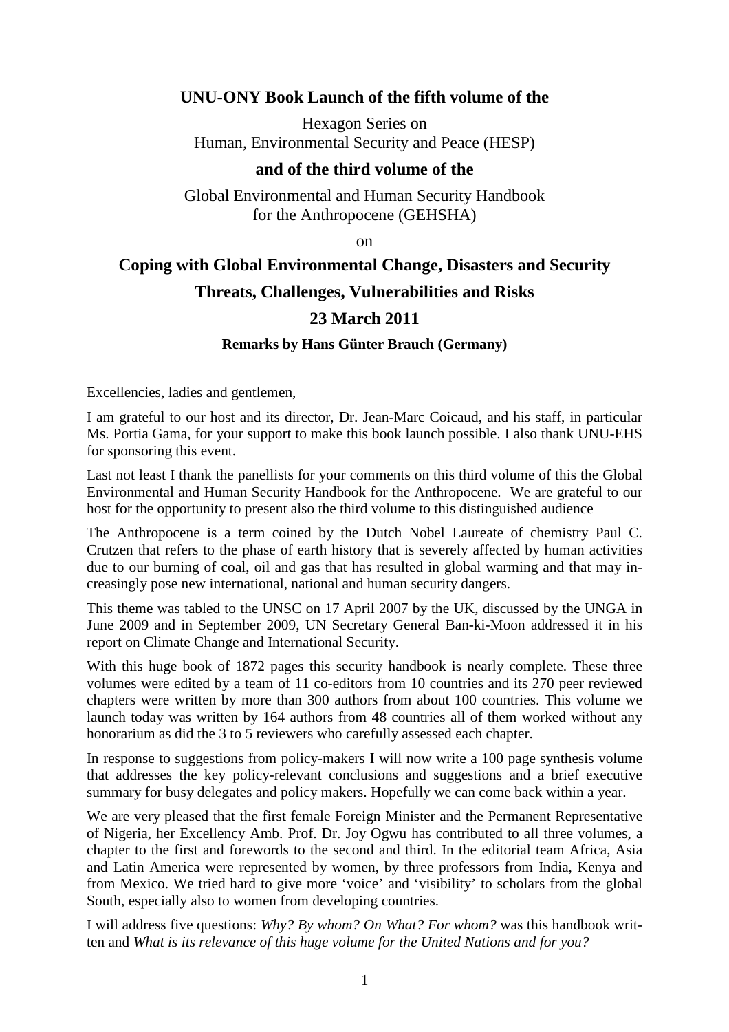**UNU-ONY Book Launch of the fifth volume of the**

Hexagon Series on
Human, Environmental Security and Peace (HESP)

**and of the third volume of the**

Global Environmental and Human Security Handbook
for the Anthropocene (GEHSHA)

on

# Coping with Global Environmental Change, Disasters and Security

## Threats, Challenges, Vulnerabilities and Risks

## 23 March 2011

**Remarks by Hans Günter Brauch (Germany)**

Excellencies, ladies and gentlemen,

I am grateful to our host and its director, Dr. Jean-Marc Coicaud, and his staff, in particular Ms. Portia Gama, for your support to make this book launch possible. I also thank UNU-EHS for sponsoring this event.

Last not least I thank the panellists for your comments on this third volume of this the Global Environmental and Human Security Handbook for the Anthropocene. We are grateful to our host for the opportunity to present also the third volume to this distinguished audience

The Anthropocene is a term coined by the Dutch Nobel Laureate of chemistry Paul C. Crutzen that refers to the phase of earth history that is severely affected by human activities due to our burning of coal, oil and gas that has resulted in global warming and that may increasingly pose new international, national and human security dangers.

This theme was tabled to the UNSC on 17 April 2007 by the UK, discussed by the UNGA in June 2009 and in September 2009, UN Secretary General Ban-ki-Moon addressed it in his report on Climate Change and International Security.

With this huge book of 1872 pages this security handbook is nearly complete. These three volumes were edited by a team of 11 co-editors from 10 countries and its 270 peer reviewed chapters were written by more than 300 authors from about 100 countries. This volume we launch today was written by 164 authors from 48 countries all of them worked without any honorarium as did the 3 to 5 reviewers who carefully assessed each chapter.

In response to suggestions from policy-makers I will now write a 100 page synthesis volume that addresses the key policy-relevant conclusions and suggestions and a brief executive summary for busy delegates and policy makers. Hopefully we can come back within a year.

We are very pleased that the first female Foreign Minister and the Permanent Representative of Nigeria, her Excellency Amb. Prof. Dr. Joy Ogwu has contributed to all three volumes, a chapter to the first and forewords to the second and third. In the editorial team Africa, Asia and Latin America were represented by women, by three professors from India, Kenya and from Mexico. We tried hard to give more 'voice' and 'visibility' to scholars from the global South, especially also to women from developing countries.

I will address five questions: *Why? By whom? On What? For whom?* was this handbook written and *What is its relevance of this huge volume for the United Nations and for you?*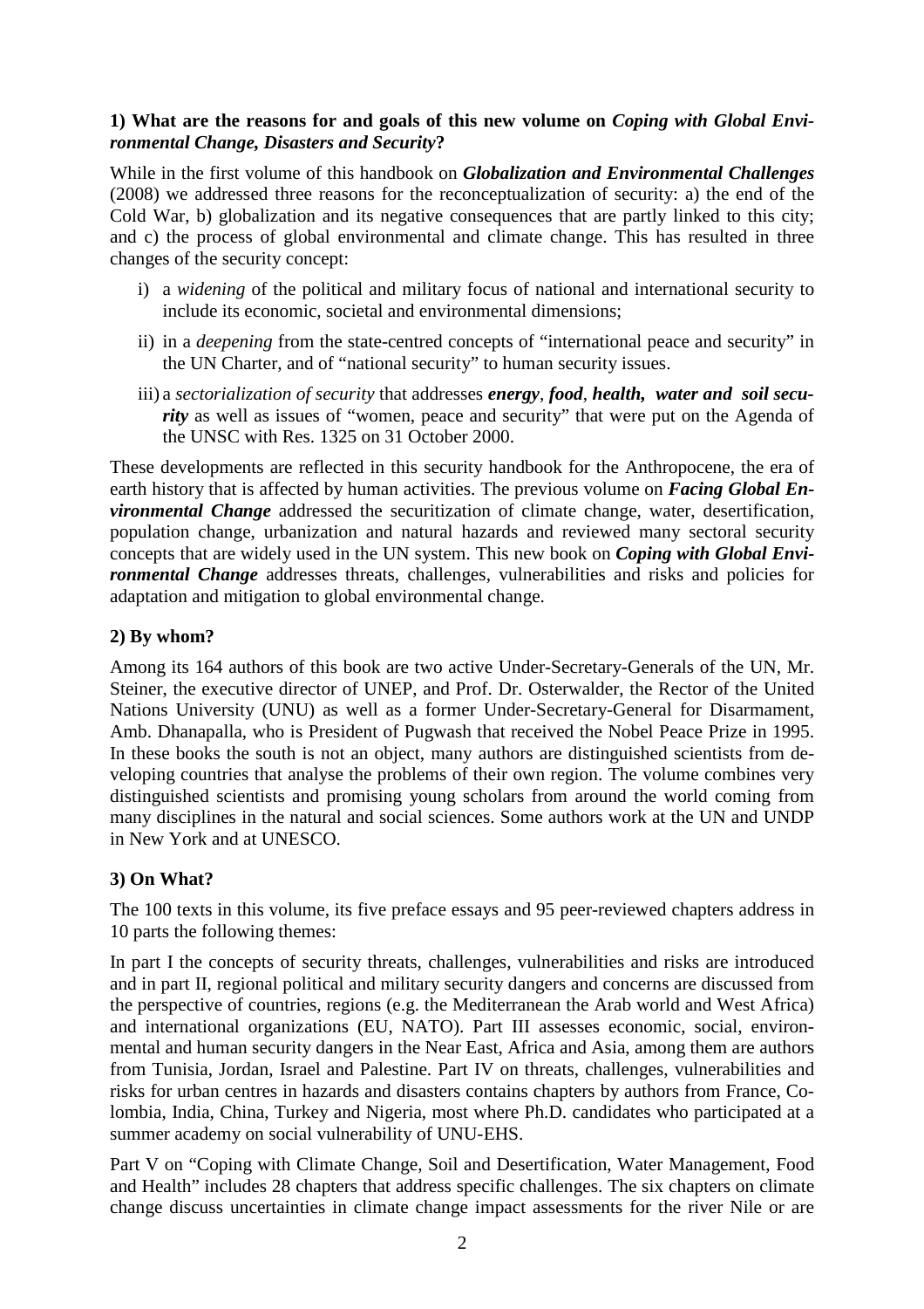**1) What are the reasons for and goals of this new volume on *Coping with Global Environmental Change, Disasters and Security*?**

While in the first volume of this handbook on ***Globalization and Environmental Challenges*** (2008) we addressed three reasons for the reconceptualization of security: a) the end of the Cold War, b) globalization and its negative consequences that are partly linked to this city; and c) the process of global environmental and climate change. This has resulted in three changes of the security concept:

i) a *widening* of the political and military focus of national and international security to include its economic, societal and environmental dimensions;

ii) in a *deepening* from the state-centred concepts of "international peace and security" in the UN Charter, and of "national security" to human security issues.

iii) a *sectorialization of security* that addresses ***energy***, ***food***, ***health, water and soil security*** as well as issues of "women, peace and security" that were put on the Agenda of the UNSC with Res. 1325 on 31 October 2000.

These developments are reflected in this security handbook for the Anthropocene, the era of earth history that is affected by human activities. The previous volume on ***Facing Global Environmental Change*** addressed the securitization of climate change, water, desertification, population change, urbanization and natural hazards and reviewed many sectoral security concepts that are widely used in the UN system. This new book on ***Coping with Global Environmental Change*** addresses threats, challenges, vulnerabilities and risks and policies for adaptation and mitigation to global environmental change.

**2) By whom?**

Among its 164 authors of this book are two active Under-Secretary-Generals of the UN, Mr. Steiner, the executive director of UNEP, and Prof. Dr. Osterwalder, the Rector of the United Nations University (UNU) as well as a former Under-Secretary-General for Disarmament, Amb. Dhanapalla, who is President of Pugwash that received the Nobel Peace Prize in 1995. In these books the south is not an object, many authors are distinguished scientists from developing countries that analyse the problems of their own region. The volume combines very distinguished scientists and promising young scholars from around the world coming from many disciplines in the natural and social sciences. Some authors work at the UN and UNDP in New York and at UNESCO.

**3) On What?**

The 100 texts in this volume, its five preface essays and 95 peer-reviewed chapters address in 10 parts the following themes:

In part I the concepts of security threats, challenges, vulnerabilities and risks are introduced and in part II, regional political and military security dangers and concerns are discussed from the perspective of countries, regions (e.g. the Mediterranean the Arab world and West Africa) and international organizations (EU, NATO). Part III assesses economic, social, environmental and human security dangers in the Near East, Africa and Asia, among them are authors from Tunisia, Jordan, Israel and Palestine. Part IV on threats, challenges, vulnerabilities and risks for urban centres in hazards and disasters contains chapters by authors from France, Colombia, India, China, Turkey and Nigeria, most where Ph.D. candidates who participated at a summer academy on social vulnerability of UNU-EHS.

Part V on "Coping with Climate Change, Soil and Desertification, Water Management, Food and Health" includes 28 chapters that address specific challenges. The six chapters on climate change discuss uncertainties in climate change impact assessments for the river Nile or are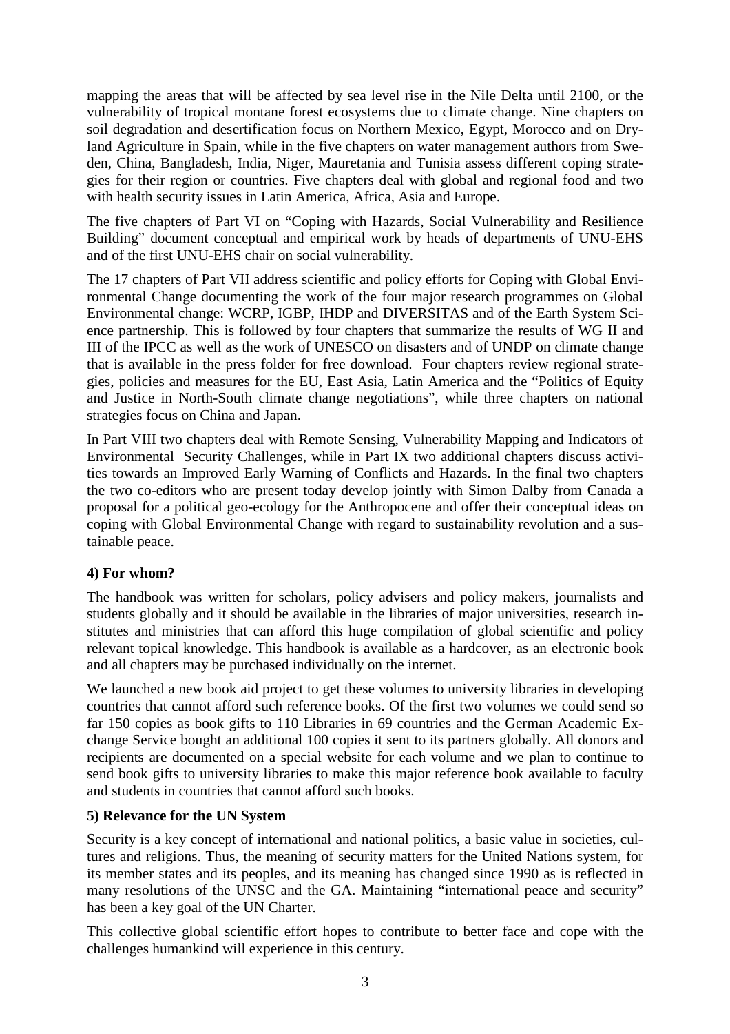mapping the areas that will be affected by sea level rise in the Nile Delta until 2100, or the vulnerability of tropical montane forest ecosystems due to climate change. Nine chapters on soil degradation and desertification focus on Northern Mexico, Egypt, Morocco and on Dryland Agriculture in Spain, while in the five chapters on water management authors from Sweden, China, Bangladesh, India, Niger, Mauretania and Tunisia assess different coping strategies for their region or countries. Five chapters deal with global and regional food and two with health security issues in Latin America, Africa, Asia and Europe.

The five chapters of Part VI on "Coping with Hazards, Social Vulnerability and Resilience Building" document conceptual and empirical work by heads of departments of UNU-EHS and of the first UNU-EHS chair on social vulnerability.

The 17 chapters of Part VII address scientific and policy efforts for Coping with Global Environmental Change documenting the work of the four major research programmes on Global Environmental change: WCRP, IGBP, IHDP and DIVERSITAS and of the Earth System Science partnership. This is followed by four chapters that summarize the results of WG II and III of the IPCC as well as the work of UNESCO on disasters and of UNDP on climate change that is available in the press folder for free download. Four chapters review regional strategies, policies and measures for the EU, East Asia, Latin America and the "Politics of Equity and Justice in North-South climate change negotiations", while three chapters on national strategies focus on China and Japan.

In Part VIII two chapters deal with Remote Sensing, Vulnerability Mapping and Indicators of Environmental Security Challenges, while in Part IX two additional chapters discuss activities towards an Improved Early Warning of Conflicts and Hazards. In the final two chapters the two co-editors who are present today develop jointly with Simon Dalby from Canada a proposal for a political geo-ecology for the Anthropocene and offer their conceptual ideas on coping with Global Environmental Change with regard to sustainability revolution and a sustainable peace.

**4) For whom?**

The handbook was written for scholars, policy advisers and policy makers, journalists and students globally and it should be available in the libraries of major universities, research institutes and ministries that can afford this huge compilation of global scientific and policy relevant topical knowledge. This handbook is available as a hardcover, as an electronic book and all chapters may be purchased individually on the internet.

We launched a new book aid project to get these volumes to university libraries in developing countries that cannot afford such reference books. Of the first two volumes we could send so far 150 copies as book gifts to 110 Libraries in 69 countries and the German Academic Exchange Service bought an additional 100 copies it sent to its partners globally. All donors and recipients are documented on a special website for each volume and we plan to continue to send book gifts to university libraries to make this major reference book available to faculty and students in countries that cannot afford such books.

**5) Relevance for the UN System**

Security is a key concept of international and national politics, a basic value in societies, cultures and religions. Thus, the meaning of security matters for the United Nations system, for its member states and its peoples, and its meaning has changed since 1990 as is reflected in many resolutions of the UNSC and the GA. Maintaining "international peace and security" has been a key goal of the UN Charter.

This collective global scientific effort hopes to contribute to better face and cope with the challenges humankind will experience in this century.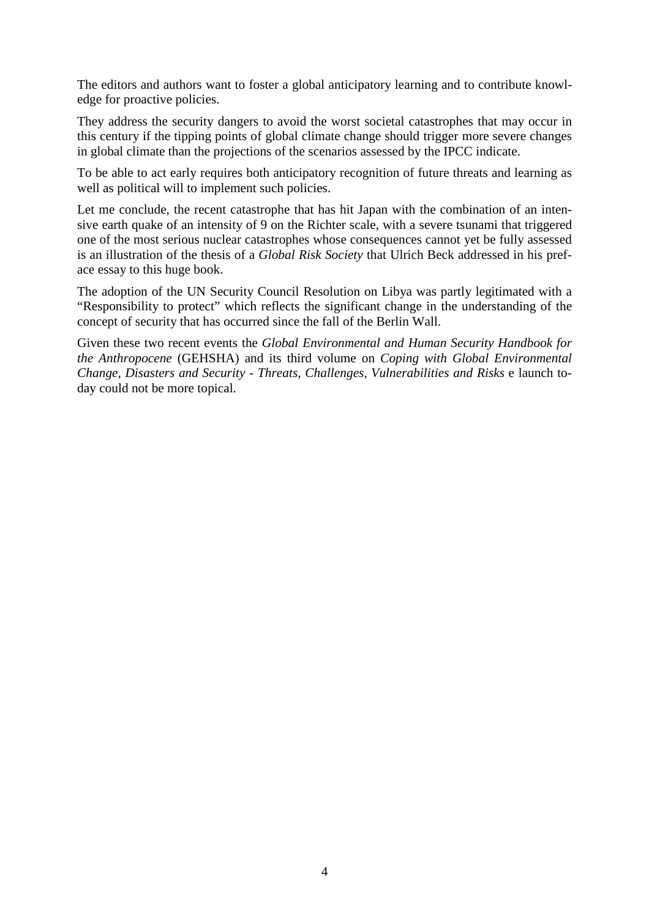The editors and authors want to foster a global anticipatory learning and to contribute knowledge for proactive policies.

They address the security dangers to avoid the worst societal catastrophes that may occur in this century if the tipping points of global climate change should trigger more severe changes in global climate than the projections of the scenarios assessed by the IPCC indicate.

To be able to act early requires both anticipatory recognition of future threats and learning as well as political will to implement such policies.

Let me conclude, the recent catastrophe that has hit Japan with the combination of an intensive earth quake of an intensity of 9 on the Richter scale, with a severe tsunami that triggered one of the most serious nuclear catastrophes whose consequences cannot yet be fully assessed is an illustration of the thesis of a *Global Risk Society* that Ulrich Beck addressed in his preface essay to this huge book.

The adoption of the UN Security Council Resolution on Libya was partly legitimated with a "Responsibility to protect" which reflects the significant change in the understanding of the concept of security that has occurred since the fall of the Berlin Wall.

Given these two recent events the *Global Environmental and Human Security Handbook for the Anthropocene* (GEHSHA) and its third volume on *Coping with Global Environmental Change, Disasters and Security - Threats, Challenges, Vulnerabilities and Risks* e launch today could not be more topical.